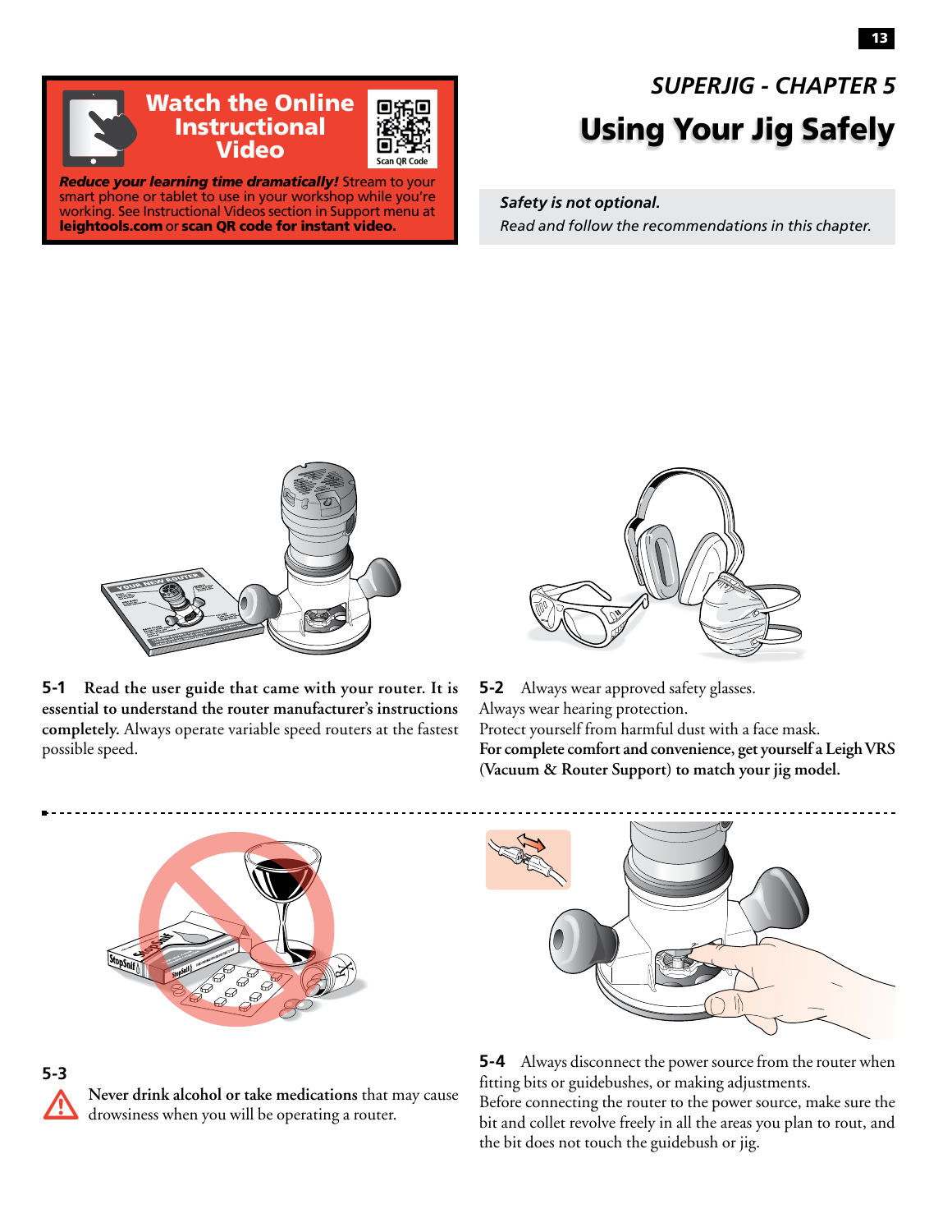## SUPERJIG - CHAPTER 5

# Using Your Jig Safely

**Watch the Online Instructional Video**

Scan QR Code

***Reduce your learning time dramatically!*** Stream to your smart phone or tablet to use in your workshop while you're working. See Instructional Videos section in Support menu at **leightools.com** or **scan QR code for instant video.**

***Safety is not optional.***
*Read and follow the recommendations in this chapter.*

**5-1** **Read the user guide that came with your router. It is essential to understand the router manufacturer's instructions completely.** Always operate variable speed routers at the fastest possible speed.

**5-2** Always wear approved safety glasses.
Always wear hearing protection.
Protect yourself from harmful dust with a face mask.
**For complete comfort and convenience, get yourself a Leigh VRS (Vacuum & Router Support) to match your jig model.**

**5-3**

**Never drink alcohol or take medications** that may cause drowsiness when you will be operating a router.

**5-4** Always disconnect the power source from the router when fitting bits or guidebushes, or making adjustments.
Before connecting the router to the power source, make sure the bit and collet revolve freely in all the areas you plan to rout, and the bit does not touch the guidebush or jig.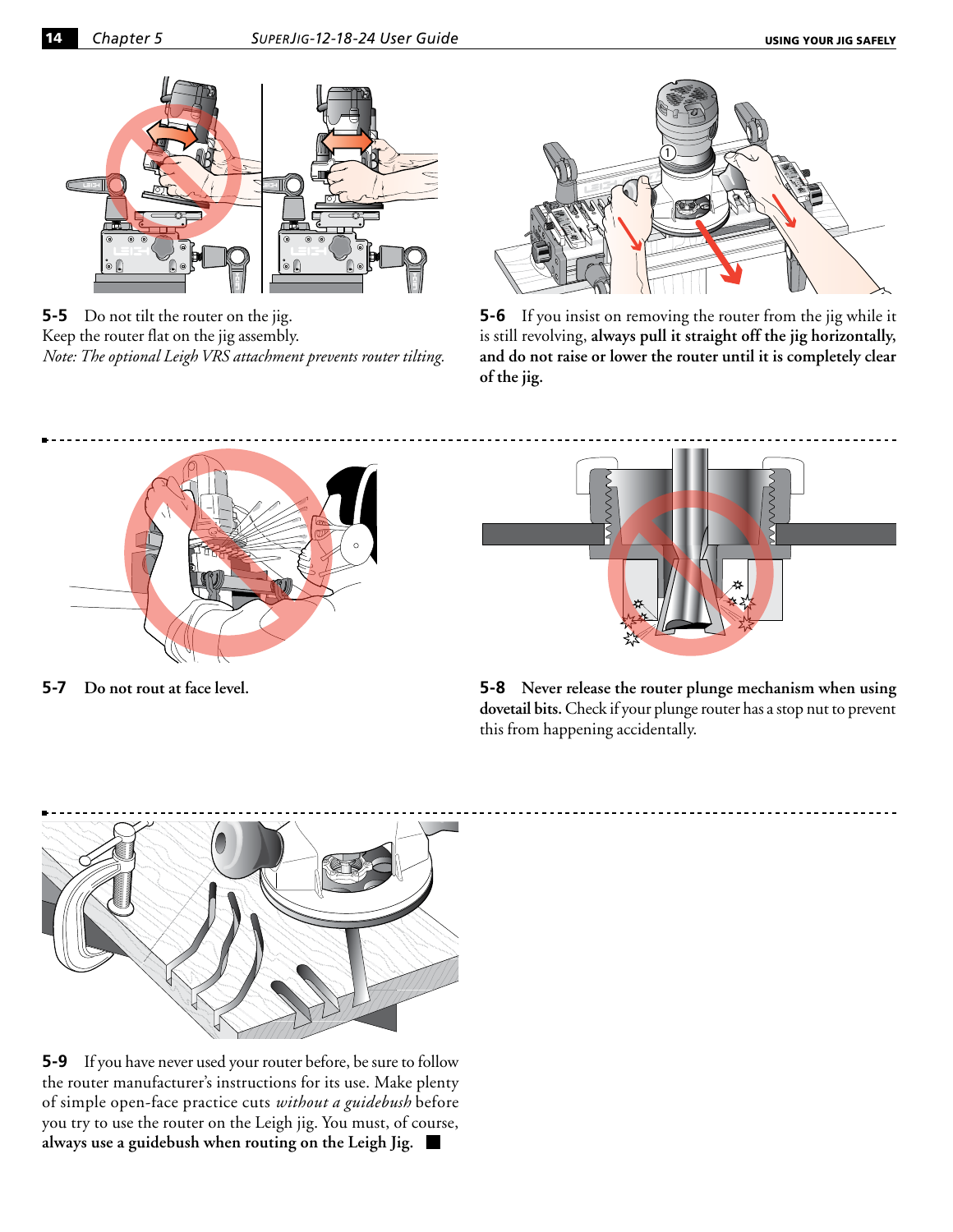**5-5** Do not tilt the router on the jig. Keep the router flat on the jig assembly.
*Note: The optional Leigh VRS attachment prevents router tilting.*

**5-6** If you insist on removing the router from the jig while it is still revolving, **always pull it straight off the jig horizontally, and do not raise or lower the router until it is completely clear of the jig.**

**5-7 Do not rout at face level.**

**5-8 Never release the router plunge mechanism when using dovetail bits.** Check if your plunge router has a stop nut to prevent this from happening accidentally.

**5-9** If you have never used your router before, be sure to follow the router manufacturer's instructions for its use. Make plenty of simple open-face practice cuts *without a guidebush* before you try to use the router on the Leigh jig. You must, of course, **always use a guidebush when routing on the Leigh Jig.** ■